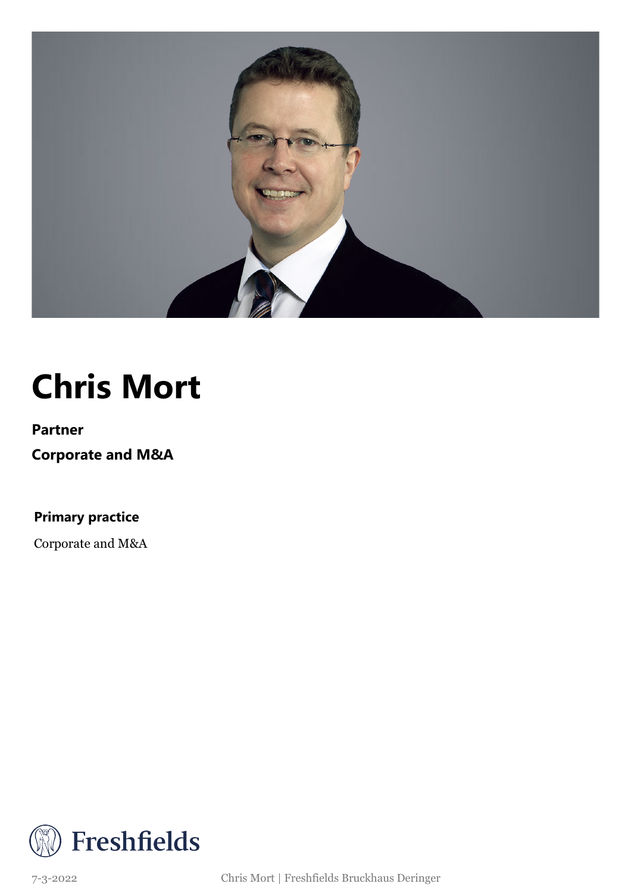# Chris Mort

**Partner**

**Corporate and M&A**

**Primary practice**

Corporate and M&A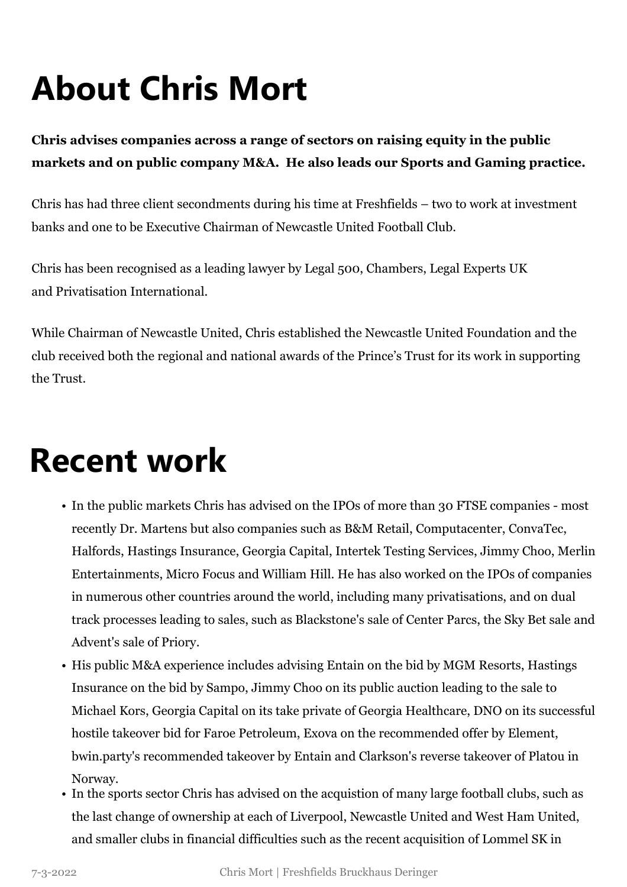# About Chris Mort

**Chris advises companies across a range of sectors on raising equity in the public markets and on public company M&A. He also leads our Sports and Gaming practice.**

Chris has had three client secondments during his time at Freshfields – two to work at investment banks and one to be Executive Chairman of Newcastle United Football Club.

Chris has been recognised as a leading lawyer by Legal 500, Chambers, Legal Experts UK and Privatisation International.

While Chairman of Newcastle United, Chris established the Newcastle United Foundation and the club received both the regional and national awards of the Prince's Trust for its work in supporting the Trust.

# Recent work

- In the public markets Chris has advised on the IPOs of more than 30 FTSE companies - most recently Dr. Martens but also companies such as B&M Retail, Computacenter, ConvaTec, Halfords, Hastings Insurance, Georgia Capital, Intertek Testing Services, Jimmy Choo, Merlin Entertainments, Micro Focus and William Hill. He has also worked on the IPOs of companies in numerous other countries around the world, including many privatisations, and on dual track processes leading to sales, such as Blackstone's sale of Center Parcs, the Sky Bet sale and Advent's sale of Priory.
- His public M&A experience includes advising Entain on the bid by MGM Resorts, Hastings Insurance on the bid by Sampo, Jimmy Choo on its public auction leading to the sale to Michael Kors, Georgia Capital on its take private of Georgia Healthcare, DNO on its successful hostile takeover bid for Faroe Petroleum, Exova on the recommended offer by Element, bwin.party's recommended takeover by Entain and Clarkson's reverse takeover of Platou in Norway.
- In the sports sector Chris has advised on the acquistion of many large football clubs, such as the last change of ownership at each of Liverpool, Newcastle United and West Ham United, and smaller clubs in financial difficulties such as the recent acquisition of Lommel SK in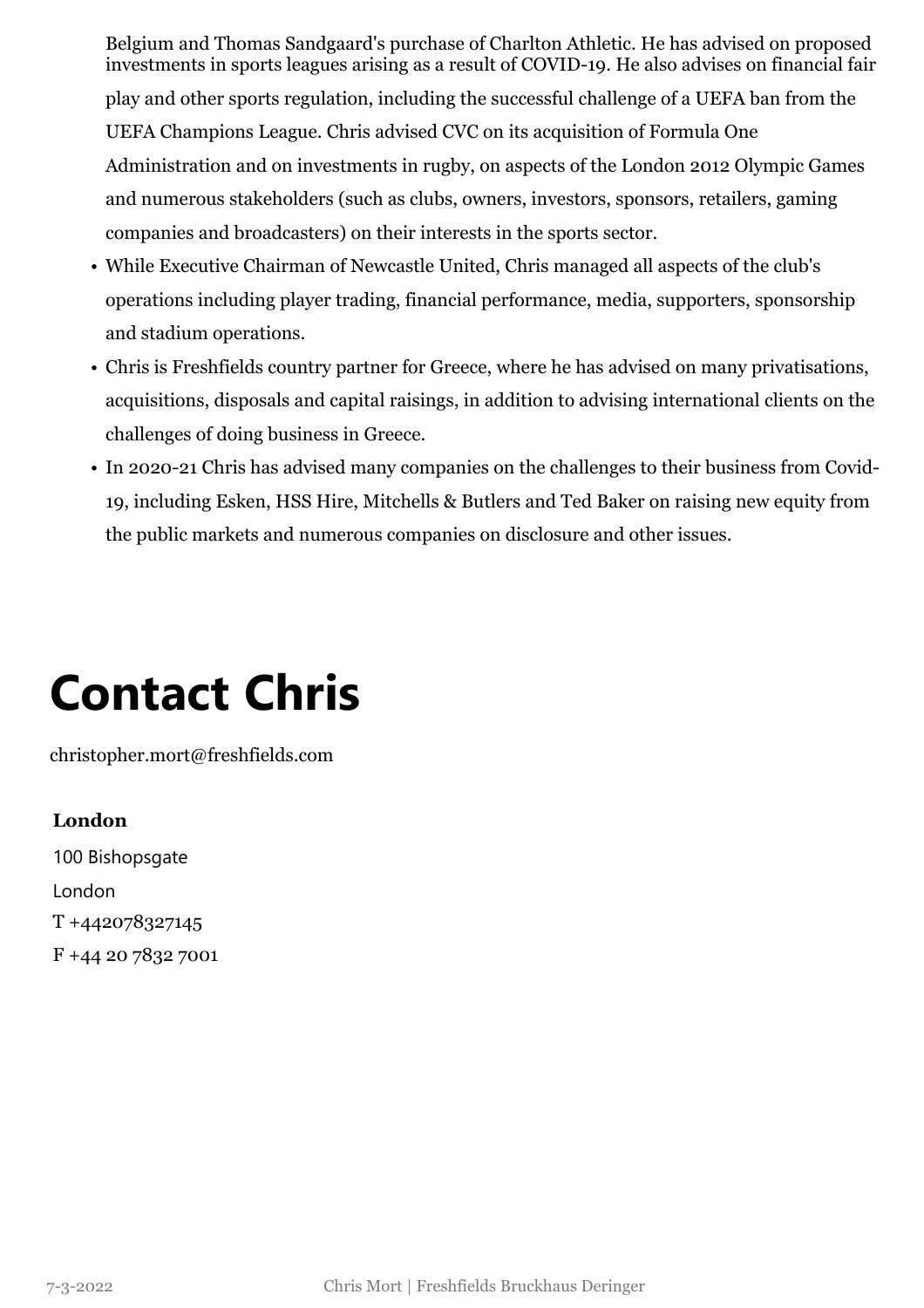Belgium and Thomas Sandgaard's purchase of Charlton Athletic. He has advised on proposed investments in sports leagues arising as a result of COVID-19. He also advises on financial fair play and other sports regulation, including the successful challenge of a UEFA ban from the UEFA Champions League. Chris advised CVC on its acquisition of Formula One Administration and on investments in rugby, on aspects of the London 2012 Olympic Games and numerous stakeholders (such as clubs, owners, investors, sponsors, retailers, gaming companies and broadcasters) on their interests in the sports sector.

- While Executive Chairman of Newcastle United, Chris managed all aspects of the club's operations including player trading, financial performance, media, supporters, sponsorship and stadium operations.
- Chris is Freshfields country partner for Greece, where he has advised on many privatisations, acquisitions, disposals and capital raisings, in addition to advising international clients on the challenges of doing business in Greece.
- In 2020-21 Chris has advised many companies on the challenges to their business from Covid-19, including Esken, HSS Hire, Mitchells & Butlers and Ted Baker on raising new equity from the public markets and numerous companies on disclosure and other issues.

# Contact Chris

christopher.mort@freshfields.com

**London**

100 Bishopsgate

London

T +442078327145

F +44 20 7832 7001